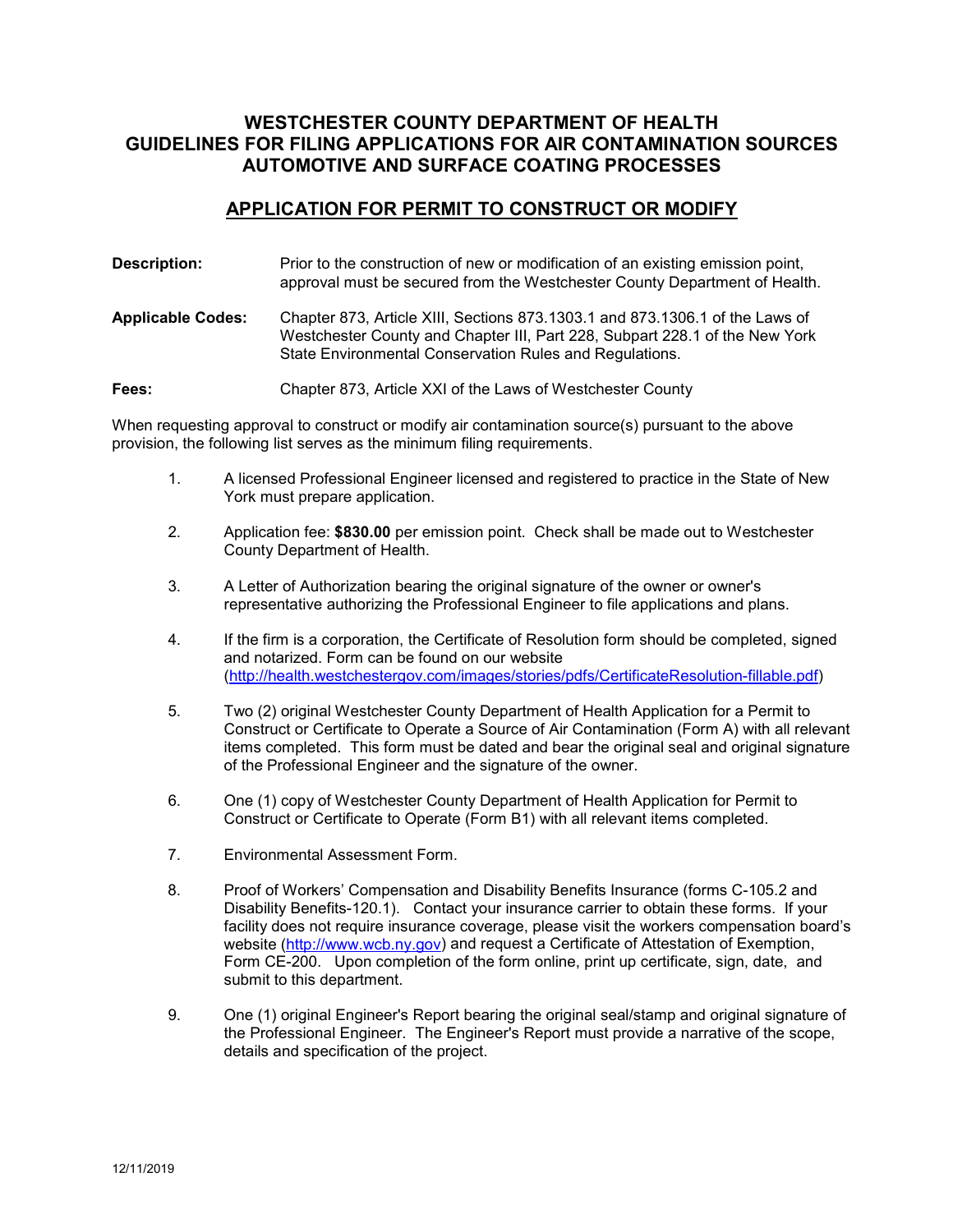# WESTCHESTER COUNTY DEPARTMENT OF HEALTH
# GUIDELINES FOR FILING APPLICATIONS FOR AIR CONTAMINATION SOURCES
# AUTOMOTIVE AND SURFACE COATING PROCESSES

## APPLICATION FOR PERMIT TO CONSTRUCT OR MODIFY

**Description:** Prior to the construction of new or modification of an existing emission point, approval must be secured from the Westchester County Department of Health.

**Applicable Codes:** Chapter 873, Article XIII, Sections 873.1303.1 and 873.1306.1 of the Laws of Westchester County and Chapter III, Part 228, Subpart 228.1 of the New York State Environmental Conservation Rules and Regulations.

**Fees:** Chapter 873, Article XXI of the Laws of Westchester County

When requesting approval to construct or modify air contamination source(s) pursuant to the above provision, the following list serves as the minimum filing requirements.

1. A licensed Professional Engineer licensed and registered to practice in the State of New York must prepare application.

2. Application fee: **$830.00** per emission point. Check shall be made out to Westchester County Department of Health.

3. A Letter of Authorization bearing the original signature of the owner or owner's representative authorizing the Professional Engineer to file applications and plans.

4. If the firm is a corporation, the Certificate of Resolution form should be completed, signed and notarized. Form can be found on our website (http://health.westchestergov.com/images/stories/pdfs/CertificateResolution-fillable.pdf)

5. Two (2) original Westchester County Department of Health Application for a Permit to Construct or Certificate to Operate a Source of Air Contamination (Form A) with all relevant items completed. This form must be dated and bear the original seal and original signature of the Professional Engineer and the signature of the owner.

6. One (1) copy of Westchester County Department of Health Application for Permit to Construct or Certificate to Operate (Form B1) with all relevant items completed.

7. Environmental Assessment Form.

8. Proof of Workers' Compensation and Disability Benefits Insurance (forms C-105.2 and Disability Benefits-120.1). Contact your insurance carrier to obtain these forms. If your facility does not require insurance coverage, please visit the workers compensation board's website (http://www.wcb.ny.gov) and request a Certificate of Attestation of Exemption, Form CE-200. Upon completion of the form online, print up certificate, sign, date, and submit to this department.

9. One (1) original Engineer's Report bearing the original seal/stamp and original signature of the Professional Engineer. The Engineer's Report must provide a narrative of the scope, details and specification of the project.

12/11/2019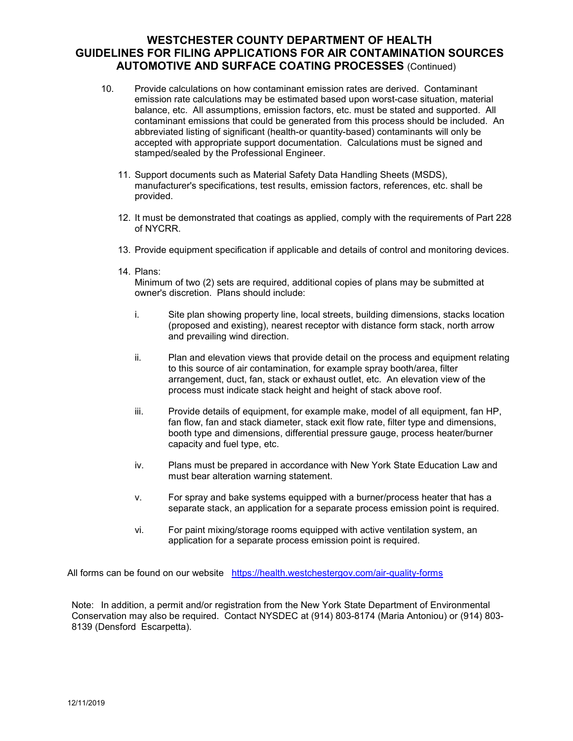# WESTCHESTER COUNTY DEPARTMENT OF HEALTH
# GUIDELINES FOR FILING APPLICATIONS FOR AIR CONTAMINATION SOURCES
# AUTOMOTIVE AND SURFACE COATING PROCESSES (Continued)

10. Provide calculations on how contaminant emission rates are derived. Contaminant emission rate calculations may be estimated based upon worst-case situation, material balance, etc. All assumptions, emission factors, etc. must be stated and supported. All contaminant emissions that could be generated from this process should be included. An abbreviated listing of significant (health-or quantity-based) contaminants will only be accepted with appropriate support documentation. Calculations must be signed and stamped/sealed by the Professional Engineer.

11. Support documents such as Material Safety Data Handling Sheets (MSDS), manufacturer's specifications, test results, emission factors, references, etc. shall be provided.

12. It must be demonstrated that coatings as applied, comply with the requirements of Part 228 of NYCRR.

13. Provide equipment specification if applicable and details of control and monitoring devices.

14. Plans:
    Minimum of two (2) sets are required, additional copies of plans may be submitted at owner's discretion. Plans should include:

    i. Site plan showing property line, local streets, building dimensions, stacks location (proposed and existing), nearest receptor with distance form stack, north arrow and prevailing wind direction.

    ii. Plan and elevation views that provide detail on the process and equipment relating to this source of air contamination, for example spray booth/area, filter arrangement, duct, fan, stack or exhaust outlet, etc. An elevation view of the process must indicate stack height and height of stack above roof.

    iii. Provide details of equipment, for example make, model of all equipment, fan HP, fan flow, fan and stack diameter, stack exit flow rate, filter type and dimensions, booth type and dimensions, differential pressure gauge, process heater/burner capacity and fuel type, etc.

    iv. Plans must be prepared in accordance with New York State Education Law and must bear alteration warning statement.

    v. For spray and bake systems equipped with a burner/process heater that has a separate stack, an application for a separate process emission point is required.

    vi. For paint mixing/storage rooms equipped with active ventilation system, an application for a separate process emission point is required.

All forms can be found on our website [https://health.westchestergov.com/air-quality-forms](https://health.westchestergov.com/air-quality-forms)

Note: In addition, a permit and/or registration from the New York State Department of Environmental Conservation may also be required. Contact NYSDEC at (914) 803-8174 (Maria Antoniou) or (914) 803-8139 (Densford Escarpetta).

12/11/2019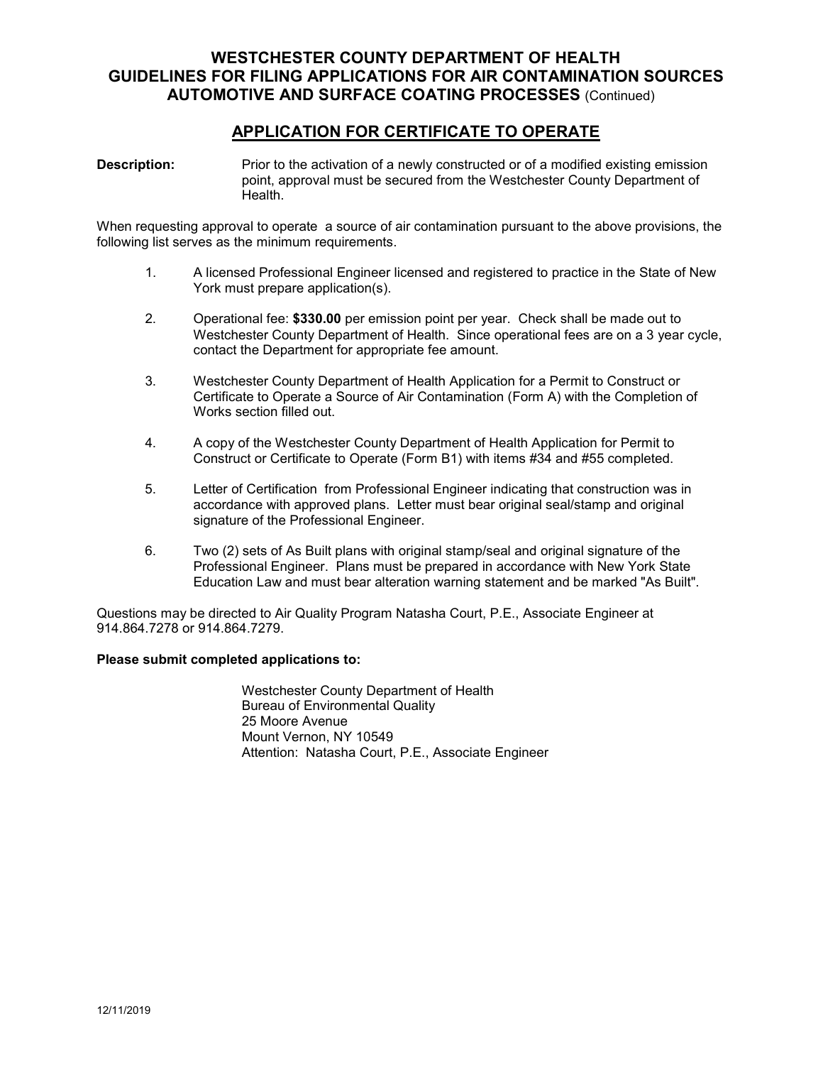**WESTCHESTER COUNTY DEPARTMENT OF HEALTH**
**GUIDELINES FOR FILING APPLICATIONS FOR AIR CONTAMINATION SOURCES**
**AUTOMOTIVE AND SURFACE COATING PROCESSES** (Continued)

## APPLICATION FOR CERTIFICATE TO OPERATE

**Description:** Prior to the activation of a newly constructed or of a modified existing emission point, approval must be secured from the Westchester County Department of Health.

When requesting approval to operate a source of air contamination pursuant to the above provisions, the following list serves as the minimum requirements.

1. A licensed Professional Engineer licensed and registered to practice in the State of New York must prepare application(s).

2. Operational fee: **$330.00** per emission point per year. Check shall be made out to Westchester County Department of Health. Since operational fees are on a 3 year cycle, contact the Department for appropriate fee amount.

3. Westchester County Department of Health Application for a Permit to Construct or Certificate to Operate a Source of Air Contamination (Form A) with the Completion of Works section filled out.

4. A copy of the Westchester County Department of Health Application for Permit to Construct or Certificate to Operate (Form B1) with items #34 and #55 completed.

5. Letter of Certification from Professional Engineer indicating that construction was in accordance with approved plans. Letter must bear original seal/stamp and original signature of the Professional Engineer.

6. Two (2) sets of As Built plans with original stamp/seal and original signature of the Professional Engineer. Plans must be prepared in accordance with New York State Education Law and must bear alteration warning statement and be marked "As Built".

Questions may be directed to Air Quality Program Natasha Court, P.E., Associate Engineer at 914.864.7278 or 914.864.7279.

**Please submit completed applications to:**

Westchester County Department of Health
Bureau of Environmental Quality
25 Moore Avenue
Mount Vernon, NY 10549
Attention: Natasha Court, P.E., Associate Engineer

12/11/2019